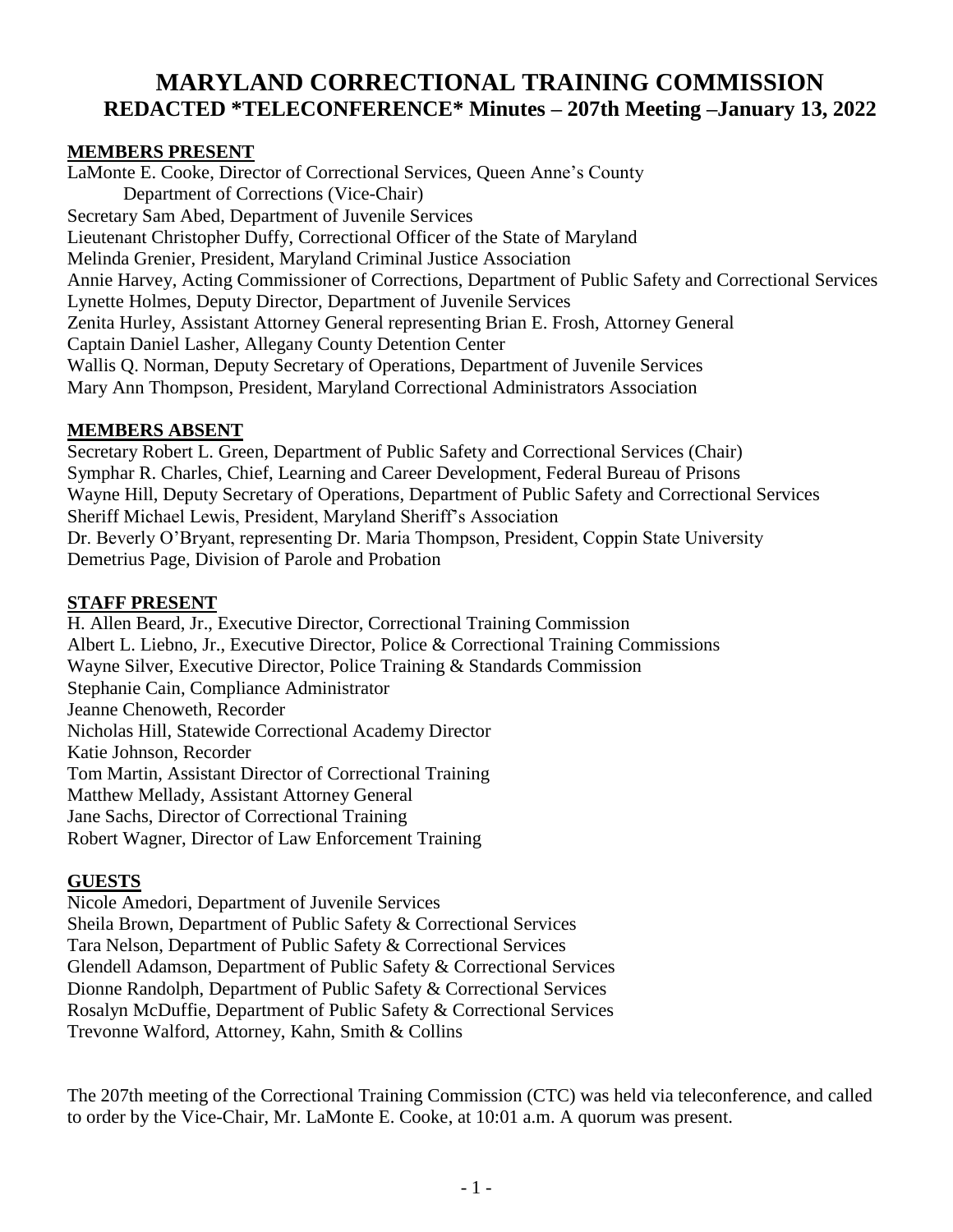# MARYLAND CORRECTIONAL TRAINING COMMISSION
## REDACTED *TELECONFERENCE* Minutes – 207th Meeting –January 13, 2022

**MEMBERS PRESENT**

LaMonte E. Cooke, Director of Correctional Services, Queen Anne's County
Department of Corrections (Vice-Chair)
Secretary Sam Abed, Department of Juvenile Services
Lieutenant Christopher Duffy, Correctional Officer of the State of Maryland
Melinda Grenier, President, Maryland Criminal Justice Association
Annie Harvey, Acting Commissioner of Corrections, Department of Public Safety and Correctional Services
Lynette Holmes, Deputy Director, Department of Juvenile Services
Zenita Hurley, Assistant Attorney General representing Brian E. Frosh, Attorney General
Captain Daniel Lasher, Allegany County Detention Center
Wallis Q. Norman, Deputy Secretary of Operations, Department of Juvenile Services
Mary Ann Thompson, President, Maryland Correctional Administrators Association

**MEMBERS ABSENT**

Secretary Robert L. Green, Department of Public Safety and Correctional Services (Chair)
Symphar R. Charles, Chief, Learning and Career Development, Federal Bureau of Prisons
Wayne Hill, Deputy Secretary of Operations, Department of Public Safety and Correctional Services
Sheriff Michael Lewis, President, Maryland Sheriff's Association
Dr. Beverly O'Bryant, representing Dr. Maria Thompson, President, Coppin State University
Demetrius Page, Division of Parole and Probation

**STAFF PRESENT**

H. Allen Beard, Jr., Executive Director, Correctional Training Commission
Albert L. Liebno, Jr., Executive Director, Police & Correctional Training Commissions
Wayne Silver, Executive Director, Police Training & Standards Commission
Stephanie Cain, Compliance Administrator
Jeanne Chenoweth, Recorder
Nicholas Hill, Statewide Correctional Academy Director
Katie Johnson, Recorder
Tom Martin, Assistant Director of Correctional Training
Matthew Mellady, Assistant Attorney General
Jane Sachs, Director of Correctional Training
Robert Wagner, Director of Law Enforcement Training

**GUESTS**

Nicole Amedori, Department of Juvenile Services
Sheila Brown, Department of Public Safety & Correctional Services
Tara Nelson, Department of Public Safety & Correctional Services
Glendell Adamson, Department of Public Safety & Correctional Services
Dionne Randolph, Department of Public Safety & Correctional Services
Rosalyn McDuffie, Department of Public Safety & Correctional Services
Trevonne Walford, Attorney, Kahn, Smith & Collins

The 207th meeting of the Correctional Training Commission (CTC) was held via teleconference, and called to order by the Vice-Chair, Mr. LaMonte E. Cooke, at 10:01 a.m. A quorum was present.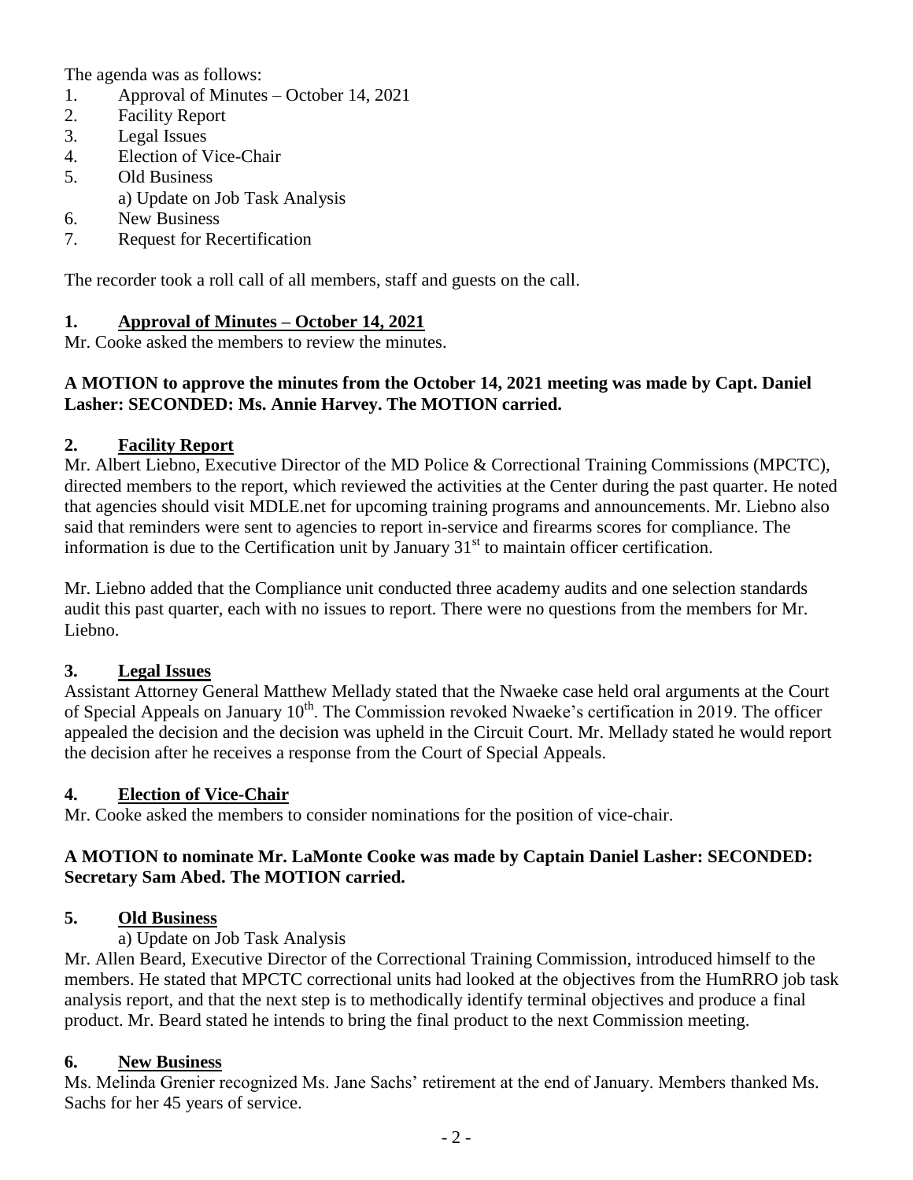The agenda was as follows:

1. Approval of Minutes – October 14, 2021
2. Facility Report
3. Legal Issues
4. Election of Vice-Chair
5. Old Business
   a) Update on Job Task Analysis
6. New Business
7. Request for Recertification

The recorder took a roll call of all members, staff and guests on the call.

## 1. Approval of Minutes – October 14, 2021

Mr. Cooke asked the members to review the minutes.

**A MOTION to approve the minutes from the October 14, 2021 meeting was made by Capt. Daniel Lasher: SECONDED: Ms. Annie Harvey. The MOTION carried.**

## 2. Facility Report

Mr. Albert Liebno, Executive Director of the MD Police & Correctional Training Commissions (MPCTC), directed members to the report, which reviewed the activities at the Center during the past quarter. He noted that agencies should visit MDLE.net for upcoming training programs and announcements. Mr. Liebno also said that reminders were sent to agencies to report in-service and firearms scores for compliance. The information is due to the Certification unit by January 31st to maintain officer certification.

Mr. Liebno added that the Compliance unit conducted three academy audits and one selection standards audit this past quarter, each with no issues to report. There were no questions from the members for Mr. Liebno.

## 3. Legal Issues

Assistant Attorney General Matthew Mellady stated that the Nwaeke case held oral arguments at the Court of Special Appeals on January 10th. The Commission revoked Nwaeke's certification in 2019. The officer appealed the decision and the decision was upheld in the Circuit Court. Mr. Mellady stated he would report the decision after he receives a response from the Court of Special Appeals.

## 4. Election of Vice-Chair

Mr. Cooke asked the members to consider nominations for the position of vice-chair.

**A MOTION to nominate Mr. LaMonte Cooke was made by Captain Daniel Lasher: SECONDED: Secretary Sam Abed. The MOTION carried.**

## 5. Old Business

a) Update on Job Task Analysis

Mr. Allen Beard, Executive Director of the Correctional Training Commission, introduced himself to the members. He stated that MPCTC correctional units had looked at the objectives from the HumRRO job task analysis report, and that the next step is to methodically identify terminal objectives and produce a final product. Mr. Beard stated he intends to bring the final product to the next Commission meeting.

## 6. New Business

Ms. Melinda Grenier recognized Ms. Jane Sachs' retirement at the end of January. Members thanked Ms. Sachs for her 45 years of service.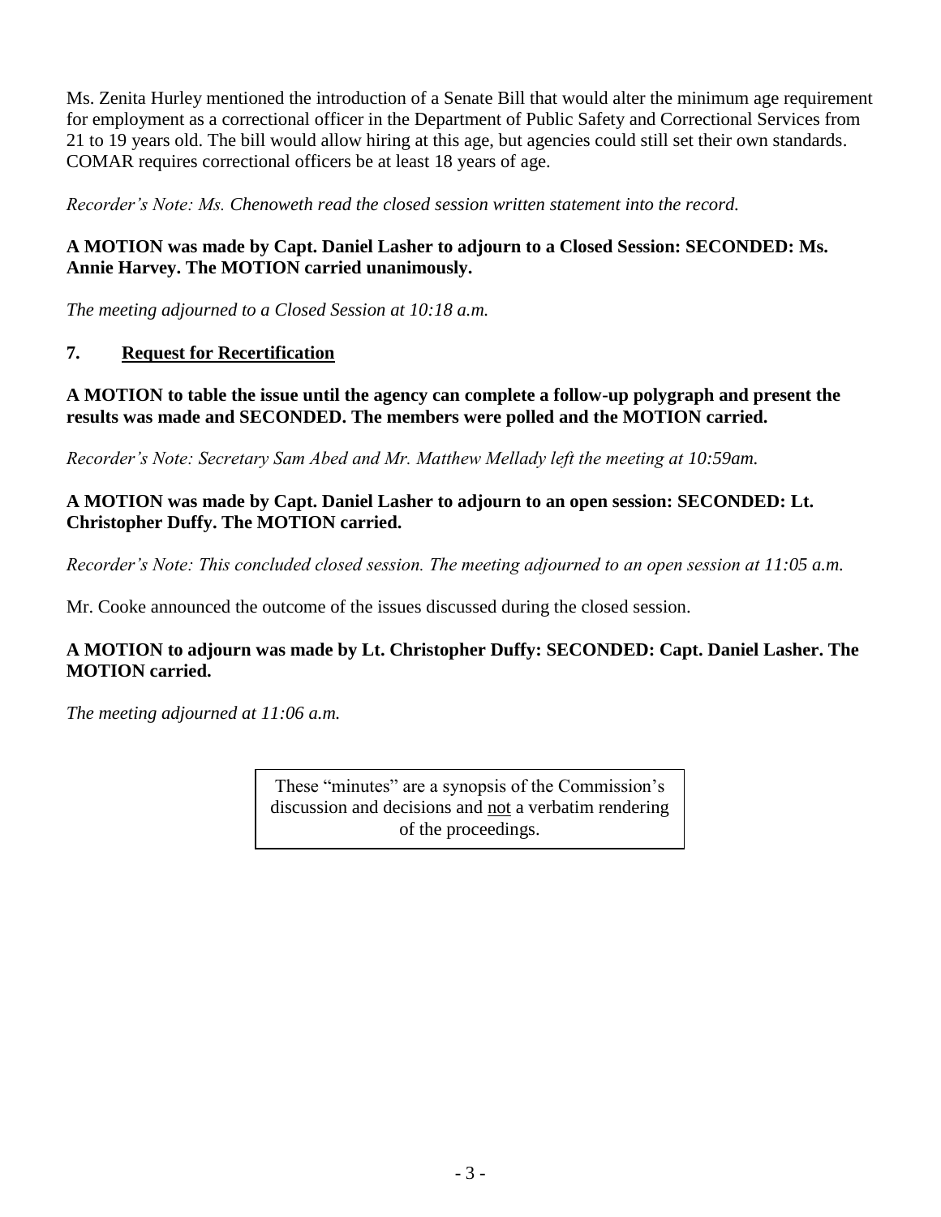Ms. Zenita Hurley mentioned the introduction of a Senate Bill that would alter the minimum age requirement for employment as a correctional officer in the Department of Public Safety and Correctional Services from 21 to 19 years old. The bill would allow hiring at this age, but agencies could still set their own standards. COMAR requires correctional officers be at least 18 years of age.

*Recorder's Note: Ms. Chenoweth read the closed session written statement into the record.*

**A MOTION was made by Capt. Daniel Lasher to adjourn to a Closed Session: SECONDED: Ms. Annie Harvey. The MOTION carried unanimously.**

*The meeting adjourned to a Closed Session at 10:18 a.m.*

## 7. Request for Recertification

**A MOTION to table the issue until the agency can complete a follow-up polygraph and present the results was made and SECONDED. The members were polled and the MOTION carried.**

*Recorder's Note: Secretary Sam Abed and Mr. Matthew Mellady left the meeting at 10:59am.*

**A MOTION was made by Capt. Daniel Lasher to adjourn to an open session: SECONDED: Lt. Christopher Duffy. The MOTION carried.**

*Recorder's Note: This concluded closed session. The meeting adjourned to an open session at 11:05 a.m.*

Mr. Cooke announced the outcome of the issues discussed during the closed session.

**A MOTION to adjourn was made by Lt. Christopher Duffy: SECONDED: Capt. Daniel Lasher. The MOTION carried.**

*The meeting adjourned at 11:06 a.m.*

These "minutes" are a synopsis of the Commission's discussion and decisions and not a verbatim rendering of the proceedings.